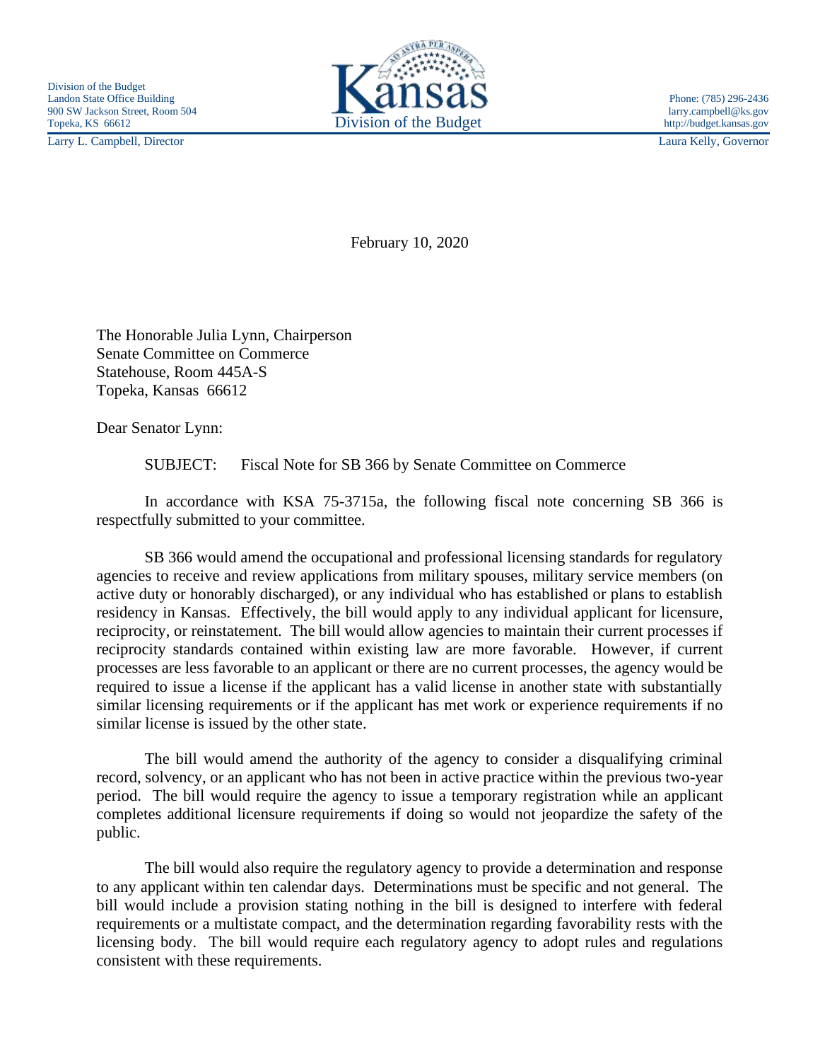Division of the Budget
Landon State Office Building
900 SW Jackson Street, Room 504
Topeka, KS 66612
Larry L. Campbell, Director

Kansas
Division of the Budget

Phone: (785) 296-2436
larry.campbell@ks.gov
http://budget.kansas.gov
Laura Kelly, Governor

February 10, 2020

The Honorable Julia Lynn, Chairperson
Senate Committee on Commerce
Statehouse, Room 445A-S
Topeka, Kansas 66612

Dear Senator Lynn:

SUBJECT: Fiscal Note for SB 366 by Senate Committee on Commerce

In accordance with KSA 75-3715a, the following fiscal note concerning SB 366 is respectfully submitted to your committee.

SB 366 would amend the occupational and professional licensing standards for regulatory agencies to receive and review applications from military spouses, military service members (on active duty or honorably discharged), or any individual who has established or plans to establish residency in Kansas. Effectively, the bill would apply to any individual applicant for licensure, reciprocity, or reinstatement. The bill would allow agencies to maintain their current processes if reciprocity standards contained within existing law are more favorable. However, if current processes are less favorable to an applicant or there are no current processes, the agency would be required to issue a license if the applicant has a valid license in another state with substantially similar licensing requirements or if the applicant has met work or experience requirements if no similar license is issued by the other state.

The bill would amend the authority of the agency to consider a disqualifying criminal record, solvency, or an applicant who has not been in active practice within the previous two-year period. The bill would require the agency to issue a temporary registration while an applicant completes additional licensure requirements if doing so would not jeopardize the safety of the public.

The bill would also require the regulatory agency to provide a determination and response to any applicant within ten calendar days. Determinations must be specific and not general. The bill would include a provision stating nothing in the bill is designed to interfere with federal requirements or a multistate compact, and the determination regarding favorability rests with the licensing body. The bill would require each regulatory agency to adopt rules and regulations consistent with these requirements.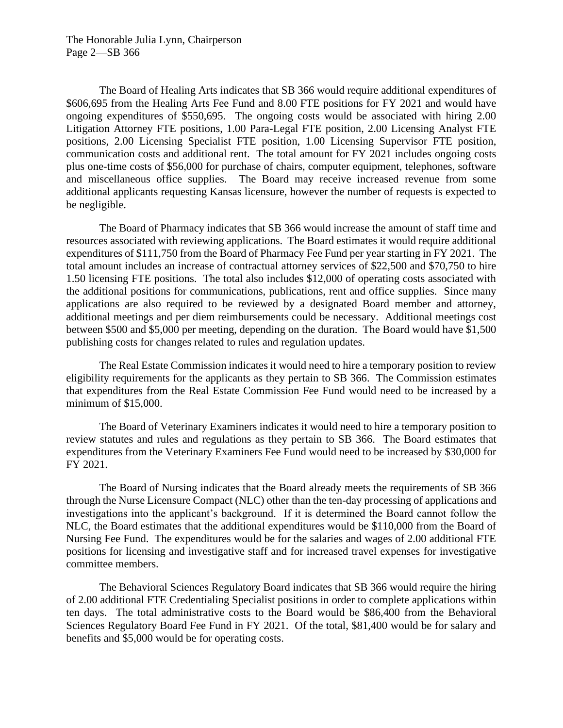The Board of Healing Arts indicates that SB 366 would require additional expenditures of $606,695 from the Healing Arts Fee Fund and 8.00 FTE positions for FY 2021 and would have ongoing expenditures of $550,695. The ongoing costs would be associated with hiring 2.00 Litigation Attorney FTE positions, 1.00 Para-Legal FTE position, 2.00 Licensing Analyst FTE positions, 2.00 Licensing Specialist FTE position, 1.00 Licensing Supervisor FTE position, communication costs and additional rent. The total amount for FY 2021 includes ongoing costs plus one-time costs of $56,000 for purchase of chairs, computer equipment, telephones, software and miscellaneous office supplies. The Board may receive increased revenue from some additional applicants requesting Kansas licensure, however the number of requests is expected to be negligible.

The Board of Pharmacy indicates that SB 366 would increase the amount of staff time and resources associated with reviewing applications. The Board estimates it would require additional expenditures of $111,750 from the Board of Pharmacy Fee Fund per year starting in FY 2021. The total amount includes an increase of contractual attorney services of $22,500 and $70,750 to hire 1.50 licensing FTE positions. The total also includes $12,000 of operating costs associated with the additional positions for communications, publications, rent and office supplies. Since many applications are also required to be reviewed by a designated Board member and attorney, additional meetings and per diem reimbursements could be necessary. Additional meetings cost between $500 and $5,000 per meeting, depending on the duration. The Board would have $1,500 publishing costs for changes related to rules and regulation updates.

The Real Estate Commission indicates it would need to hire a temporary position to review eligibility requirements for the applicants as they pertain to SB 366. The Commission estimates that expenditures from the Real Estate Commission Fee Fund would need to be increased by a minimum of $15,000.

The Board of Veterinary Examiners indicates it would need to hire a temporary position to review statutes and rules and regulations as they pertain to SB 366. The Board estimates that expenditures from the Veterinary Examiners Fee Fund would need to be increased by $30,000 for FY 2021.

The Board of Nursing indicates that the Board already meets the requirements of SB 366 through the Nurse Licensure Compact (NLC) other than the ten-day processing of applications and investigations into the applicant's background. If it is determined the Board cannot follow the NLC, the Board estimates that the additional expenditures would be $110,000 from the Board of Nursing Fee Fund. The expenditures would be for the salaries and wages of 2.00 additional FTE positions for licensing and investigative staff and for increased travel expenses for investigative committee members.

The Behavioral Sciences Regulatory Board indicates that SB 366 would require the hiring of 2.00 additional FTE Credentialing Specialist positions in order to complete applications within ten days. The total administrative costs to the Board would be $86,400 from the Behavioral Sciences Regulatory Board Fee Fund in FY 2021. Of the total, $81,400 would be for salary and benefits and $5,000 would be for operating costs.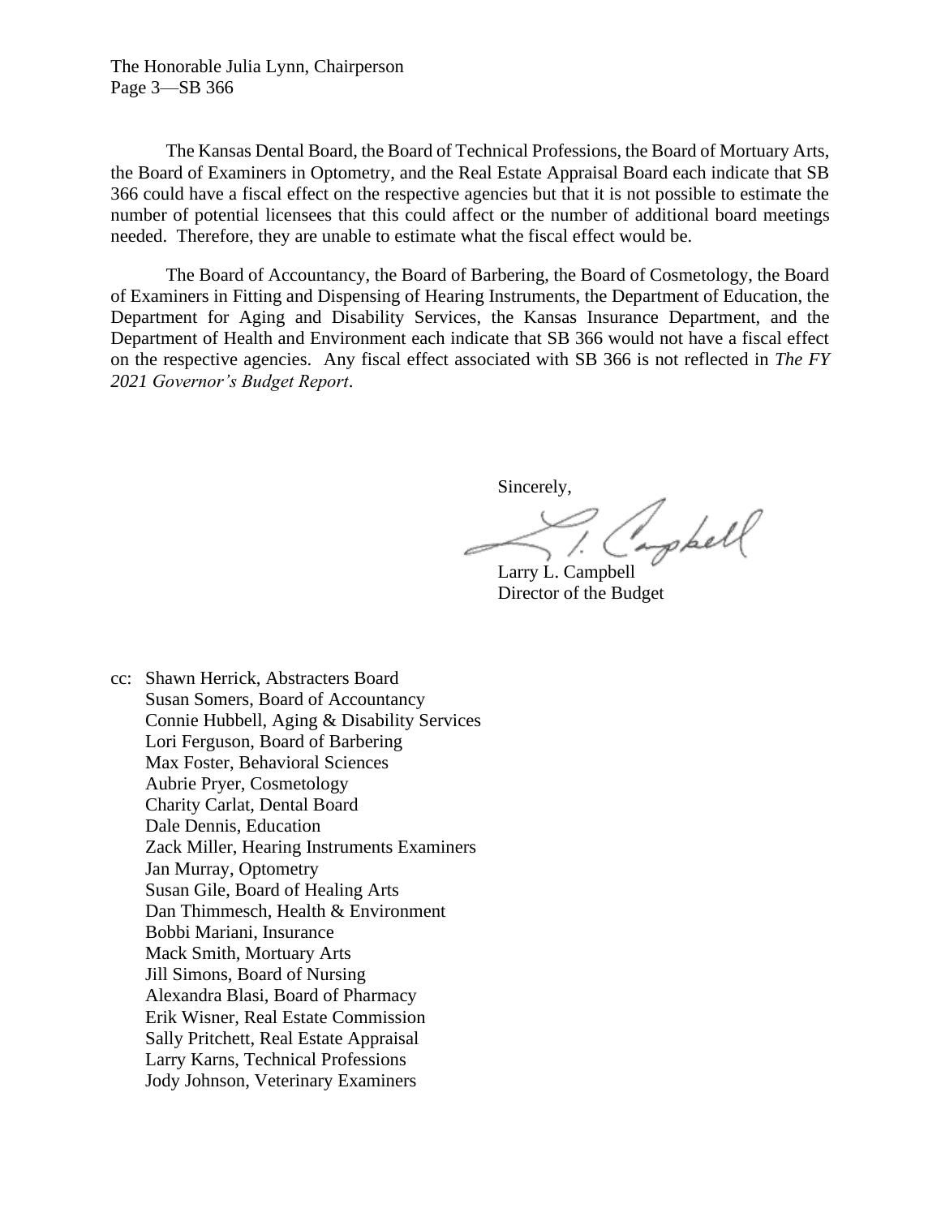The Kansas Dental Board, the Board of Technical Professions, the Board of Mortuary Arts, the Board of Examiners in Optometry, and the Real Estate Appraisal Board each indicate that SB 366 could have a fiscal effect on the respective agencies but that it is not possible to estimate the number of potential licensees that this could affect or the number of additional board meetings needed. Therefore, they are unable to estimate what the fiscal effect would be.

The Board of Accountancy, the Board of Barbering, the Board of Cosmetology, the Board of Examiners in Fitting and Dispensing of Hearing Instruments, the Department of Education, the Department for Aging and Disability Services, the Kansas Insurance Department, and the Department of Health and Environment each indicate that SB 366 would not have a fiscal effect on the respective agencies. Any fiscal effect associated with SB 366 is not reflected in *The FY 2021 Governor's Budget Report*.

Sincerely,

Larry L. Campbell
Director of the Budget

cc: Shawn Herrick, Abstracters Board
Susan Somers, Board of Accountancy
Connie Hubbell, Aging & Disability Services
Lori Ferguson, Board of Barbering
Max Foster, Behavioral Sciences
Aubrie Pryer, Cosmetology
Charity Carlat, Dental Board
Dale Dennis, Education
Zack Miller, Hearing Instruments Examiners
Jan Murray, Optometry
Susan Gile, Board of Healing Arts
Dan Thimmesch, Health & Environment
Bobbi Mariani, Insurance
Mack Smith, Mortuary Arts
Jill Simons, Board of Nursing
Alexandra Blasi, Board of Pharmacy
Erik Wisner, Real Estate Commission
Sally Pritchett, Real Estate Appraisal
Larry Karns, Technical Professions
Jody Johnson, Veterinary Examiners